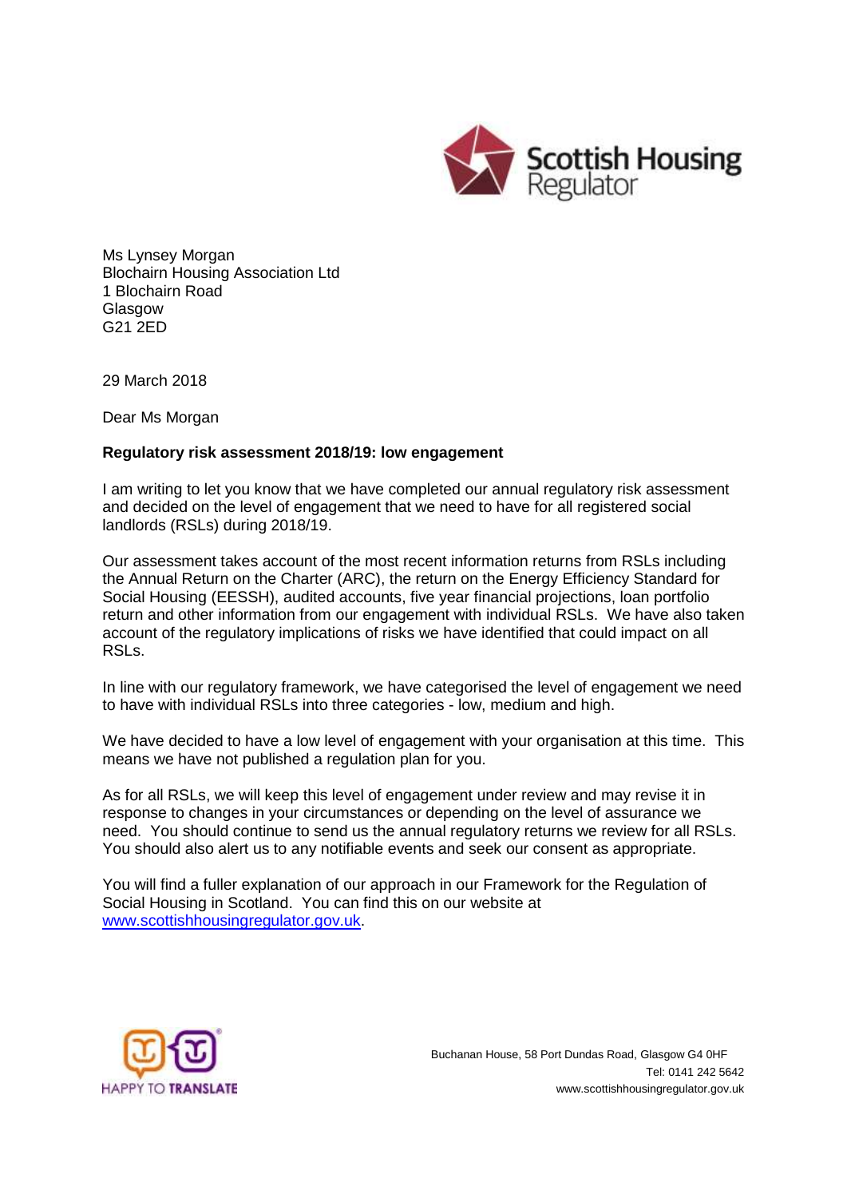Ms Lynsey Morgan
Blochairn Housing Association Ltd
1 Blochairn Road
Glasgow
G21 2ED

29 March 2018

Dear Ms Morgan

**Regulatory risk assessment 2018/19: low engagement**

I am writing to let you know that we have completed our annual regulatory risk assessment and decided on the level of engagement that we need to have for all registered social landlords (RSLs) during 2018/19.

Our assessment takes account of the most recent information returns from RSLs including the Annual Return on the Charter (ARC), the return on the Energy Efficiency Standard for Social Housing (EESSH), audited accounts, five year financial projections, loan portfolio return and other information from our engagement with individual RSLs. We have also taken account of the regulatory implications of risks we have identified that could impact on all RSLs.

In line with our regulatory framework, we have categorised the level of engagement we need to have with individual RSLs into three categories - low, medium and high.

We have decided to have a low level of engagement with your organisation at this time. This means we have not published a regulation plan for you.

As for all RSLs, we will keep this level of engagement under review and may revise it in response to changes in your circumstances or depending on the level of assurance we need. You should continue to send us the annual regulatory returns we review for all RSLs. You should also alert us to any notifiable events and seek our consent as appropriate.

You will find a fuller explanation of our approach in our Framework for the Regulation of Social Housing in Scotland. You can find this on our website at [www.scottishhousingregulator.gov.uk](http://www.scottishhousingregulator.gov.uk).

HAPPY TO TRANSLATE

Buchanan House, 58 Port Dundas Road, Glasgow G4 0HF
Tel: 0141 242 5642
www.scottishhousingregulator.gov.uk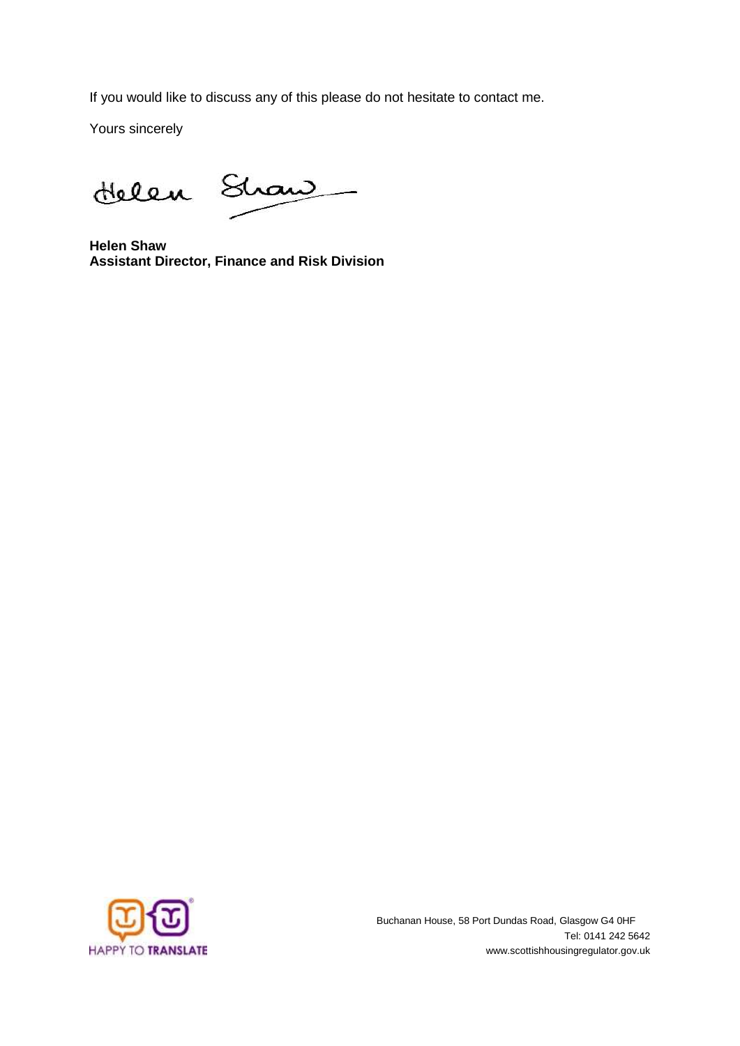If you would like to discuss any of this please do not hesitate to contact me.

Yours sincerely

**Helen Shaw**
**Assistant Director, Finance and Risk Division**

HAPPY TO TRANSLATE

Buchanan House, 58 Port Dundas Road, Glasgow G4 0HF
Tel: 0141 242 5642
www.scottishhousingregulator.gov.uk